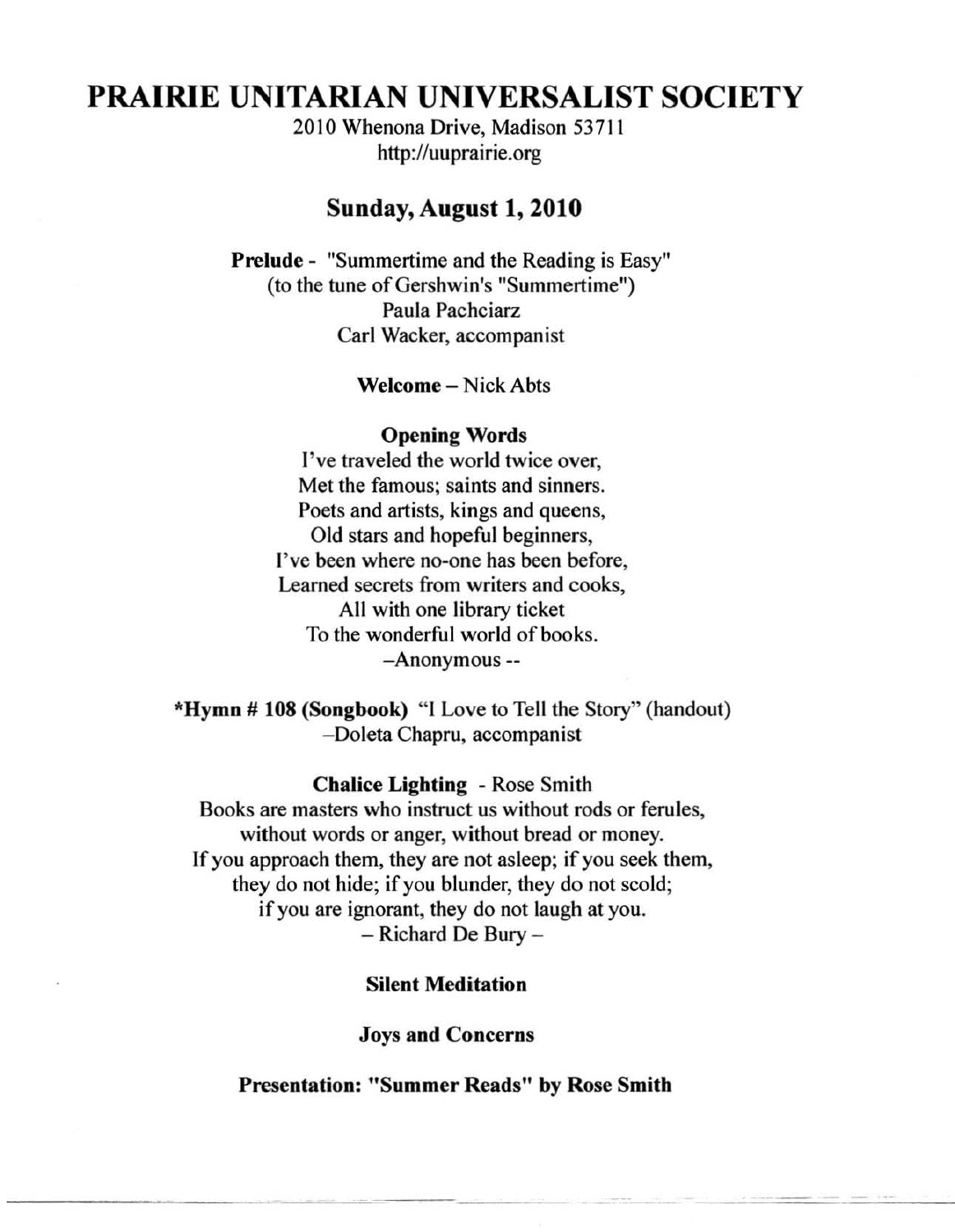# PRAIRIE UNITARIAN UNIVERSALIST SOCIETY

2010 Whenona Drive, Madison 53711
http://uuprairie.org

## Sunday, August 1, 2010

**Prelude** - "Summertime and the Reading is Easy"
(to the tune of Gershwin's "Summertime")
Paula Pachciarz
Carl Wacker, accompanist

**Welcome** – Nick Abts

**Opening Words**

I've traveled the world twice over,
Met the famous; saints and sinners.
Poets and artists, kings and queens,
Old stars and hopeful beginners,
I've been where no-one has been before,
Learned secrets from writers and cooks,
All with one library ticket
To the wonderful world of books.
–Anonymous --

***Hymn # 108 (Songbook)** "I Love to Tell the Story" (handout)
–Doleta Chapru, accompanist

**Chalice Lighting** - Rose Smith

Books are masters who instruct us without rods or ferules,
without words or anger, without bread or money.
If you approach them, they are not asleep; if you seek them,
they do not hide; if you blunder, they do not scold;
if you are ignorant, they do not laugh at you.
– Richard De Bury –

**Silent Meditation**

**Joys and Concerns**

**Presentation: "Summer Reads" by Rose Smith**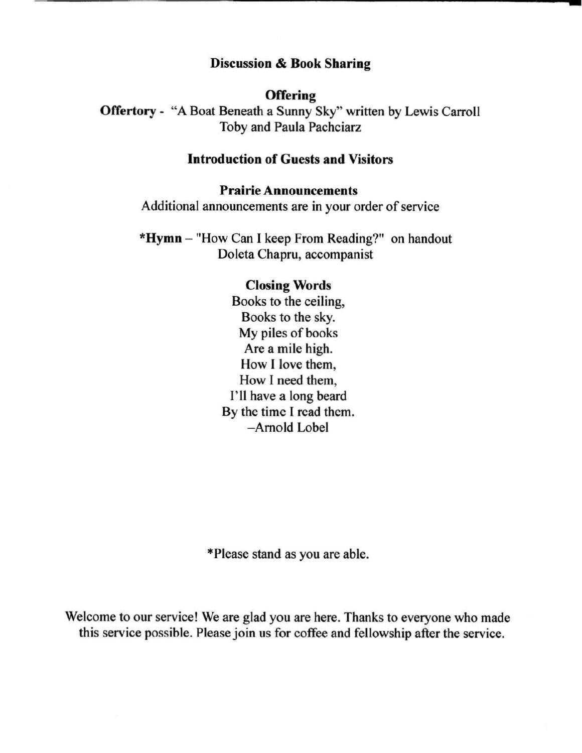**Discussion & Book Sharing**

**Offering**

**Offertory** - "A Boat Beneath a Sunny Sky" written by Lewis Carroll
Toby and Paula Pachciarz

**Introduction of Guests and Visitors**

**Prairie Announcements**
Additional announcements are in your order of service

***Hymn** – "How Can I keep From Reading?" on handout
Doleta Chapru, accompanist

**Closing Words**

Books to the ceiling,
Books to the sky.
My piles of books
Are a mile high.
How I love them,
How I need them,
I'll have a long beard
By the time I read them.
–Arnold Lobel

*Please stand as you are able.

Welcome to our service! We are glad you are here. Thanks to everyone who made this service possible. Please join us for coffee and fellowship after the service.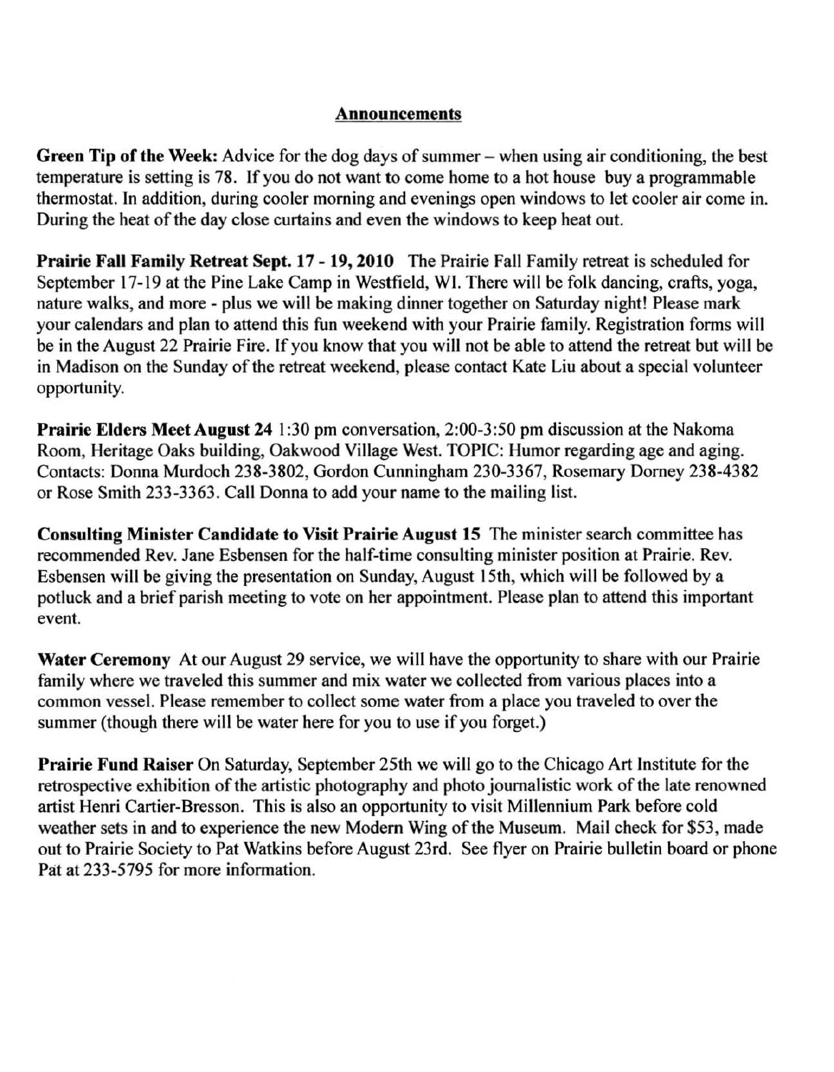## Announcements

**Green Tip of the Week:** Advice for the dog days of summer – when using air conditioning, the best temperature is setting is 78. If you do not want to come home to a hot house buy a programmable thermostat. In addition, during cooler morning and evenings open windows to let cooler air come in. During the heat of the day close curtains and even the windows to keep heat out.

**Prairie Fall Family Retreat Sept. 17 - 19, 2010** The Prairie Fall Family retreat is scheduled for September 17-19 at the Pine Lake Camp in Westfield, WI. There will be folk dancing, crafts, yoga, nature walks, and more - plus we will be making dinner together on Saturday night! Please mark your calendars and plan to attend this fun weekend with your Prairie family. Registration forms will be in the August 22 Prairie Fire. If you know that you will not be able to attend the retreat but will be in Madison on the Sunday of the retreat weekend, please contact Kate Liu about a special volunteer opportunity.

**Prairie Elders Meet August 24** 1:30 pm conversation, 2:00-3:50 pm discussion at the Nakoma Room, Heritage Oaks building, Oakwood Village West. TOPIC: Humor regarding age and aging. Contacts: Donna Murdoch 238-3802, Gordon Cunningham 230-3367, Rosemary Dorney 238-4382 or Rose Smith 233-3363. Call Donna to add your name to the mailing list.

**Consulting Minister Candidate to Visit Prairie August 15** The minister search committee has recommended Rev. Jane Esbensen for the half-time consulting minister position at Prairie. Rev. Esbensen will be giving the presentation on Sunday, August 15th, which will be followed by a potluck and a brief parish meeting to vote on her appointment. Please plan to attend this important event.

**Water Ceremony** At our August 29 service, we will have the opportunity to share with our Prairie family where we traveled this summer and mix water we collected from various places into a common vessel. Please remember to collect some water from a place you traveled to over the summer (though there will be water here for you to use if you forget.)

**Prairie Fund Raiser** On Saturday, September 25th we will go to the Chicago Art Institute for the retrospective exhibition of the artistic photography and photo journalistic work of the late renowned artist Henri Cartier-Bresson. This is also an opportunity to visit Millennium Park before cold weather sets in and to experience the new Modern Wing of the Museum. Mail check for $53, made out to Prairie Society to Pat Watkins before August 23rd. See flyer on Prairie bulletin board or phone Pat at 233-5795 for more information.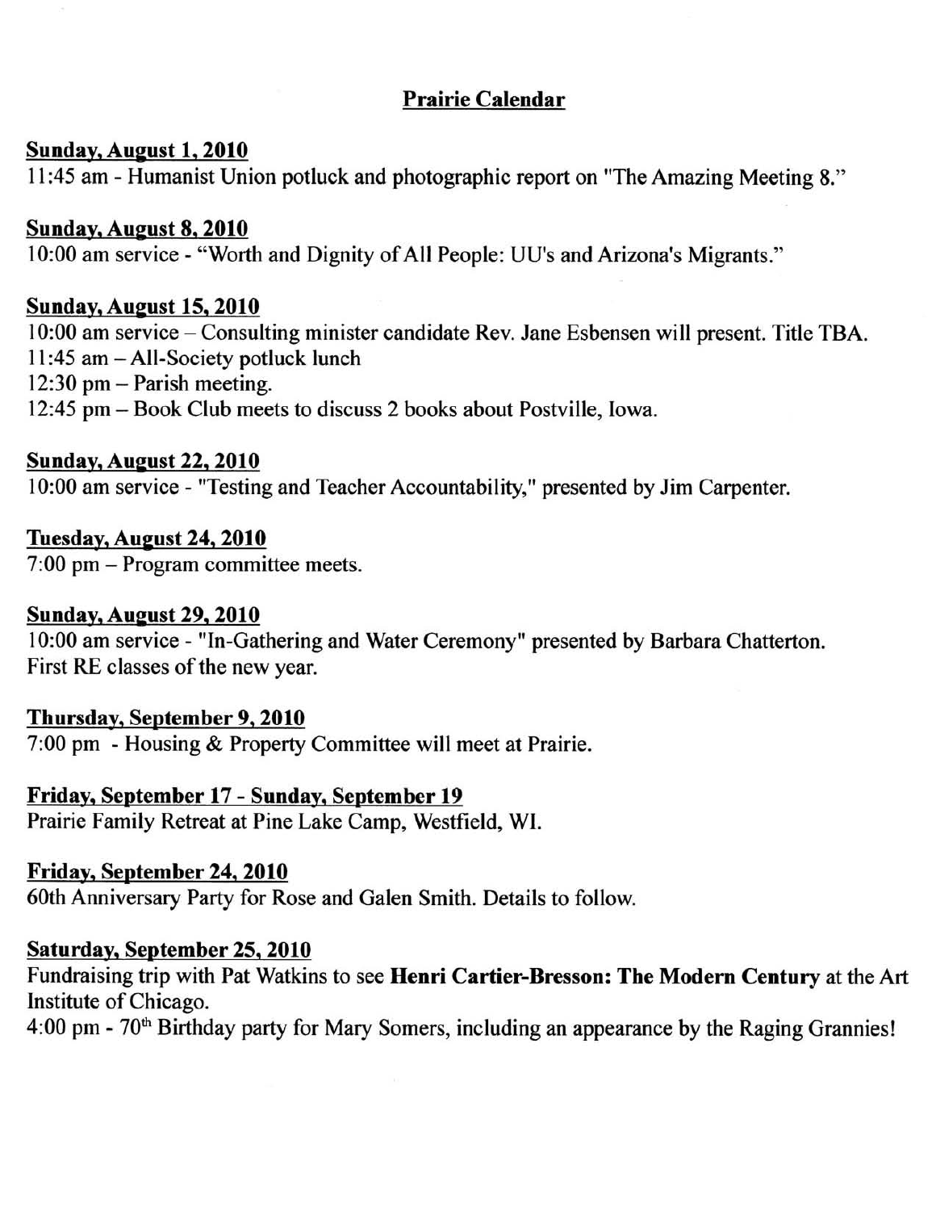## Prairie Calendar

**Sunday, August 1, 2010**
11:45 am - Humanist Union potluck and photographic report on "The Amazing Meeting 8."

**Sunday, August 8, 2010**
10:00 am service - "Worth and Dignity of All People: UU's and Arizona's Migrants."

**Sunday, August 15, 2010**
10:00 am service – Consulting minister candidate Rev. Jane Esbensen will present. Title TBA.
11:45 am – All-Society potluck lunch
12:30 pm – Parish meeting.
12:45 pm – Book Club meets to discuss 2 books about Postville, Iowa.

**Sunday, August 22, 2010**
10:00 am service - "Testing and Teacher Accountability," presented by Jim Carpenter.

**Tuesday, August 24, 2010**
7:00 pm – Program committee meets.

**Sunday, August 29, 2010**
10:00 am service - "In-Gathering and Water Ceremony" presented by Barbara Chatterton.
First RE classes of the new year.

**Thursday, September 9, 2010**
7:00 pm - Housing & Property Committee will meet at Prairie.

**Friday, September 17 - Sunday, September 19**
Prairie Family Retreat at Pine Lake Camp, Westfield, WI.

**Friday, September 24, 2010**
60th Anniversary Party for Rose and Galen Smith. Details to follow.

**Saturday, September 25, 2010**
Fundraising trip with Pat Watkins to see **Henri Cartier-Bresson: The Modern Century** at the Art Institute of Chicago.
4:00 pm - 70th Birthday party for Mary Somers, including an appearance by the Raging Grannies!